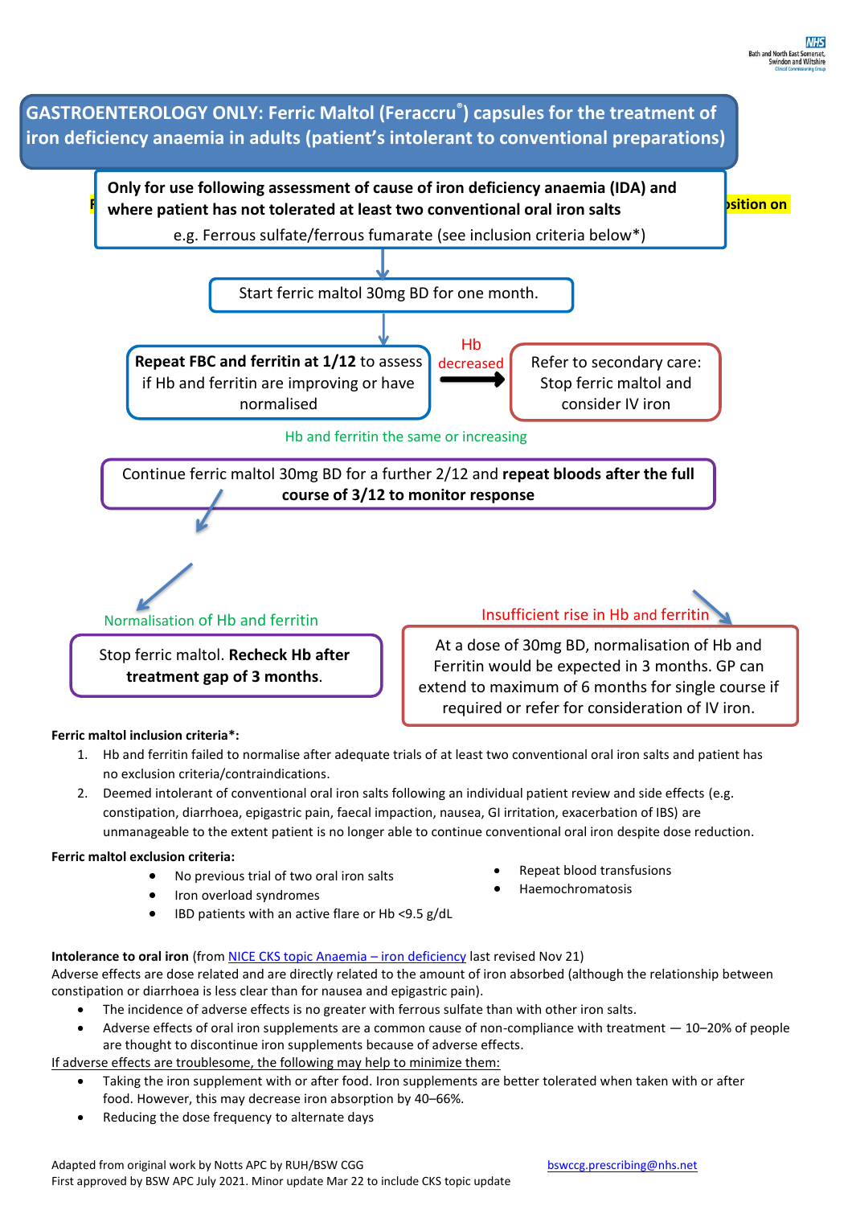# GASTROENTEROLOGY ONLY: Ferric Maltol (Feraccru®) capsules for the treatment of iron deficiency anaemia in adults (patient's intolerant to conventional preparations)

**Only for use following assessment of cause of iron deficiency anaemia (IDA) and where patient has not tolerated at least two conventional oral iron salts**

e.g. Ferrous sulfate/ferrous fumarate (see inclusion criteria below*)

Start ferric maltol 30mg BD for one month.

**Repeat FBC and ferritin at 1/12** to assess if Hb and ferritin are improving or have normalised

Hb decreased → Refer to secondary care: Stop ferric maltol and consider IV iron

Hb and ferritin the same or increasing

Continue ferric maltol 30mg BD for a further 2/12 and **repeat bloods after the full course of 3/12 to monitor response**

Normalisation of Hb and ferritin

Stop ferric maltol. **Recheck Hb after treatment gap of 3 months.**

Insufficient rise in Hb and ferritin

At a dose of 30mg BD, normalisation of Hb and Ferritin would be expected in 3 months. GP can extend to maximum of 6 months for single course if required or refer for consideration of IV iron.

**Ferric maltol inclusion criteria*:**

1. Hb and ferritin failed to normalise after adequate trials of at least two conventional oral iron salts and patient has no exclusion criteria/contraindications.
2. Deemed intolerant of conventional oral iron salts following an individual patient review and side effects (e.g. constipation, diarrhoea, epigastric pain, faecal impaction, nausea, GI irritation, exacerbation of IBS) are unmanageable to the extent patient is no longer able to continue conventional oral iron despite dose reduction.

**Ferric maltol exclusion criteria:**

- No previous trial of two oral iron salts
- Iron overload syndromes
- IBD patients with an active flare or Hb <9.5 g/dL
- Repeat blood transfusions
- Haemochromatosis

**Intolerance to oral iron** (from NICE CKS topic Anaemia – iron deficiency last revised Nov 21)
Adverse effects are dose related and are directly related to the amount of iron absorbed (although the relationship between constipation or diarrhoea is less clear than for nausea and epigastric pain).

- The incidence of adverse effects is no greater with ferrous sulfate than with other iron salts.
- Adverse effects of oral iron supplements are a common cause of non-compliance with treatment — 10–20% of people are thought to discontinue iron supplements because of adverse effects.

If adverse effects are troublesome, the following may help to minimize them:

- Taking the iron supplement with or after food. Iron supplements are better tolerated when taken with or after food. However, this may decrease iron absorption by 40–66%.
- Reducing the dose frequency to alternate days

Adapted from original work by Notts APC by RUH/BSW CGG
First approved by BSW APC July 2021. Minor update Mar 22 to include CKS topic update

bswccg.prescribing@nhs.net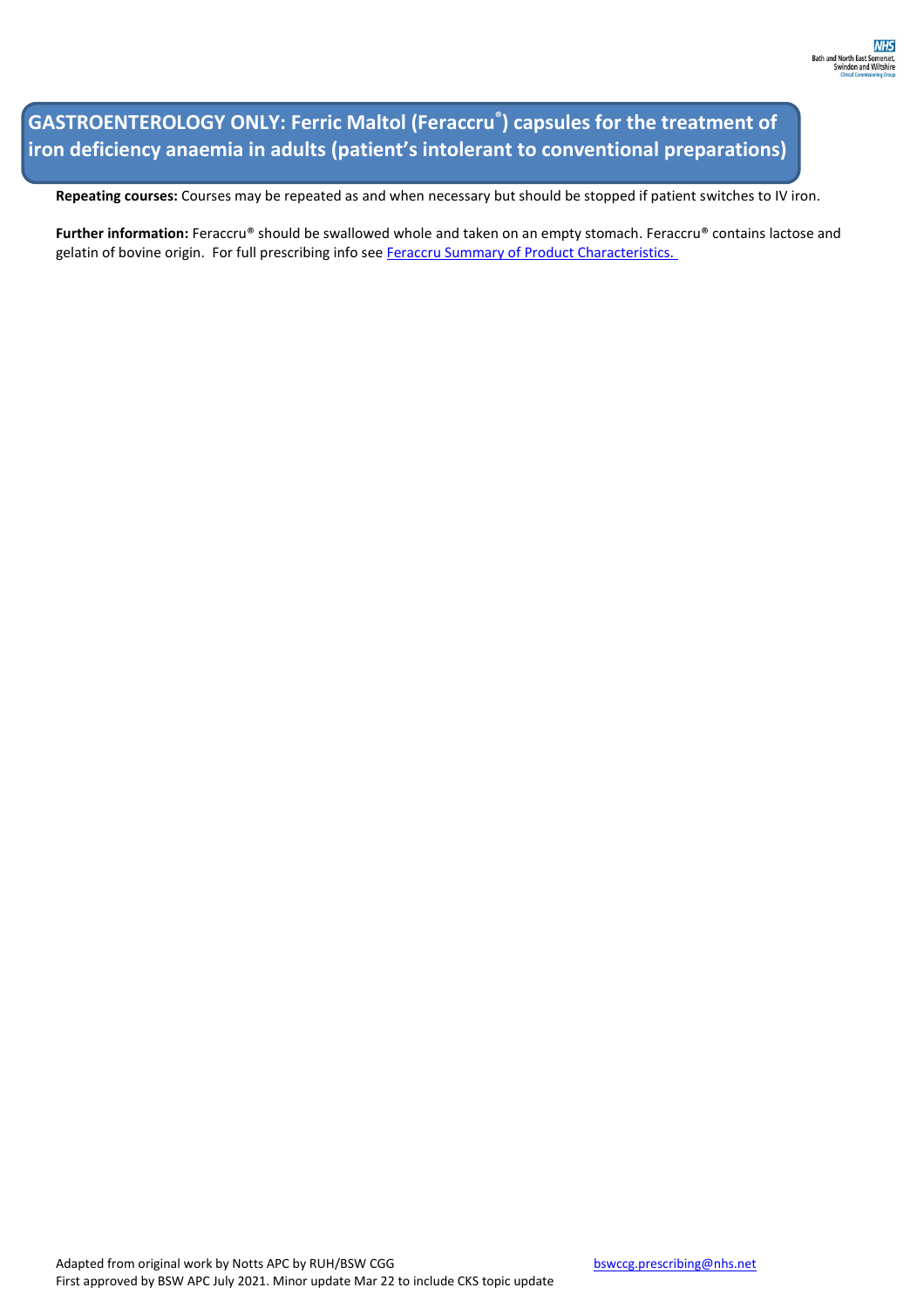# GASTROENTEROLOGY ONLY: Ferric Maltol (Feraccru®) capsules for the treatment of iron deficiency anaemia in adults (patient's intolerant to conventional preparations)

**Repeating courses:** Courses may be repeated as and when necessary but should be stopped if patient switches to IV iron.

**Further information:** Feraccru® should be swallowed whole and taken on an empty stomach. Feraccru® contains lactose and gelatin of bovine origin. For full prescribing info see Feraccru Summary of Product Characteristics.

Adapted from original work by Notts APC by RUH/BSW CGG

First approved by BSW APC July 2021. Minor update Mar 22 to include CKS topic update

bswccg.prescribing@nhs.net